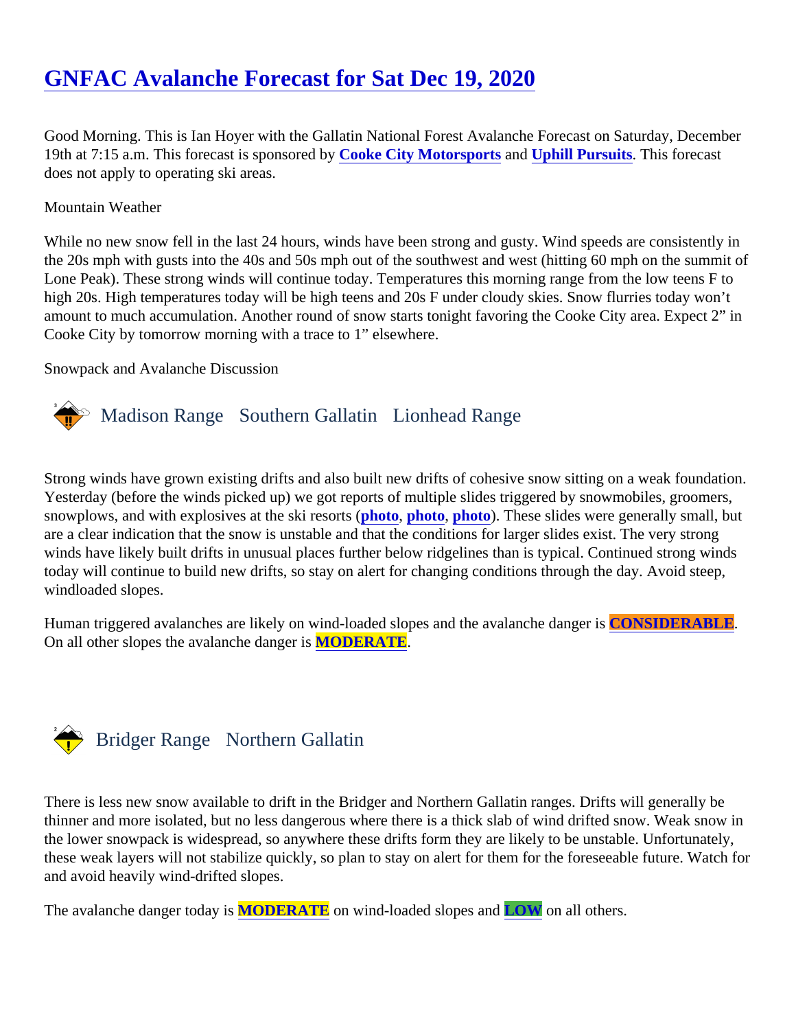# GNFAC Avalanche Forecast for Sat Dec 19, 2020

Good Morning. This is Ian Hoyer with the Gallatin National Forest Avalanche Forecast on Saturday, December 19th at 7:15 a.m. This forecast is sponsored by **Cooke City Motorsports** and **Uphill Pursuits**. This forecast does not apply to operating ski areas.

Mountain Weather

While no new snow fell in the last 24 hours, winds have been strong and gusty. Wind speeds are consistently in the 20s mph with gusts into the 40s and 50s mph out of the southwest and west (hitting 60 mph on the summit of Lone Peak). These strong winds will continue today. Temperatures this morning range from the low teens F to high 20s. High temperatures today will be high teens and 20s F under cloudy skies. Snow flurries today won't amount to much accumulation. Another round of snow starts tonight favoring the Cooke City area. Expect 2" in Cooke City by tomorrow morning with a trace to 1" elsewhere.

Snowpack and Avalanche Discussion

## Madison Range   Southern Gallatin   Lionhead Range

Strong winds have grown existing drifts and also built new drifts of cohesive snow sitting on a weak foundation. Yesterday (before the winds picked up) we got reports of multiple slides triggered by snowmobiles, groomers, snowplows, and with explosives at the ski resorts (**photo**, **photo**, **photo**). These slides were generally small, but are a clear indication that the snow is unstable and that the conditions for larger slides exist. The very strong winds have likely built drifts in unusual places further below ridgelines than is typical. Continued strong winds today will continue to build new drifts, so stay on alert for changing conditions through the day. Avoid steep, windloaded slopes.

Human triggered avalanches are likely on wind-loaded slopes and the avalanche danger is **CONSIDERABLE**. On all other slopes the avalanche danger is **MODERATE**.

## Bridger Range   Northern Gallatin

There is less new snow available to drift in the Bridger and Northern Gallatin ranges. Drifts will generally be thinner and more isolated, but no less dangerous where there is a thick slab of wind drifted snow. Weak snow in the lower snowpack is widespread, so anywhere these drifts form they are likely to be unstable. Unfortunately, these weak layers will not stabilize quickly, so plan to stay on alert for them for the foreseeable future. Watch for and avoid heavily wind-drifted slopes.

The avalanche danger today is **MODERATE** on wind-loaded slopes and **LOW** on all others.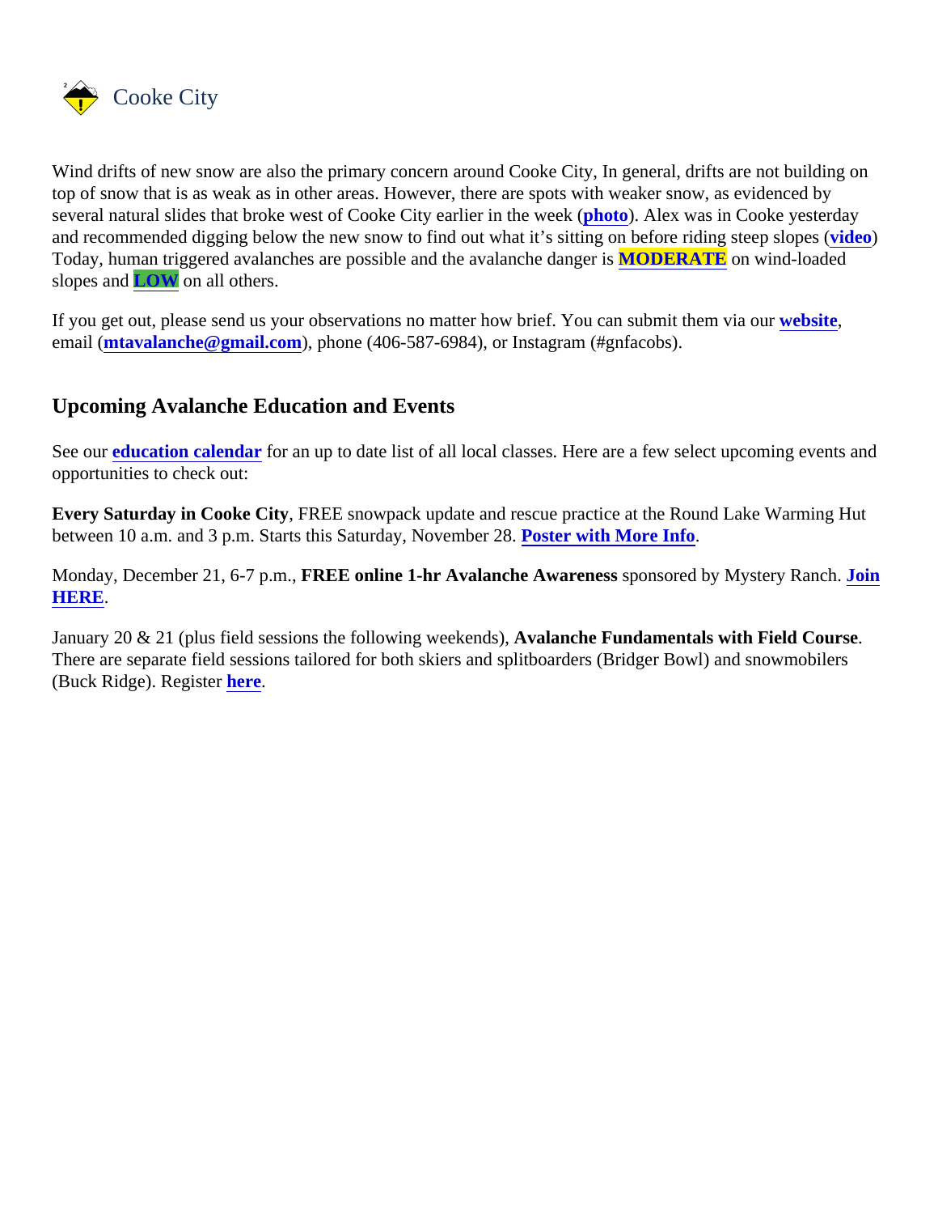## Cooke City

Wind drifts of new snow are also the primary concern around Cooke City, In general, drifts are not building on top of snow that is as weak as in other areas. However, there are spots with weaker snow, as evidenced by several natural slides that broke west of Cooke City earlier in the week (**photo**). Alex was in Cooke yesterday and recommended digging below the new snow to find out what it's sitting on before riding steep slopes (**video**) Today, human triggered avalanches are possible and the avalanche danger is **MODERATE** on wind-loaded slopes and **LOW** on all others.

If you get out, please send us your observations no matter how brief. You can submit them via our **website**, email (**mtavalanche@gmail.com**), phone (406-587-6984), or Instagram (#gnfacobs).

## Upcoming Avalanche Education and Events

See our **education calendar** for an up to date list of all local classes. Here are a few select upcoming events and opportunities to check out:

**Every Saturday in Cooke City**, FREE snowpack update and rescue practice at the Round Lake Warming Hut between 10 a.m. and 3 p.m. Starts this Saturday, November 28. **Poster with More Info**.

Monday, December 21, 6-7 p.m., **FREE online 1-hr Avalanche Awareness** sponsored by Mystery Ranch. **Join HERE**.

January 20 & 21 (plus field sessions the following weekends), **Avalanche Fundamentals with Field Course**. There are separate field sessions tailored for both skiers and splitboarders (Bridger Bowl) and snowmobilers (Buck Ridge). Register **here**.